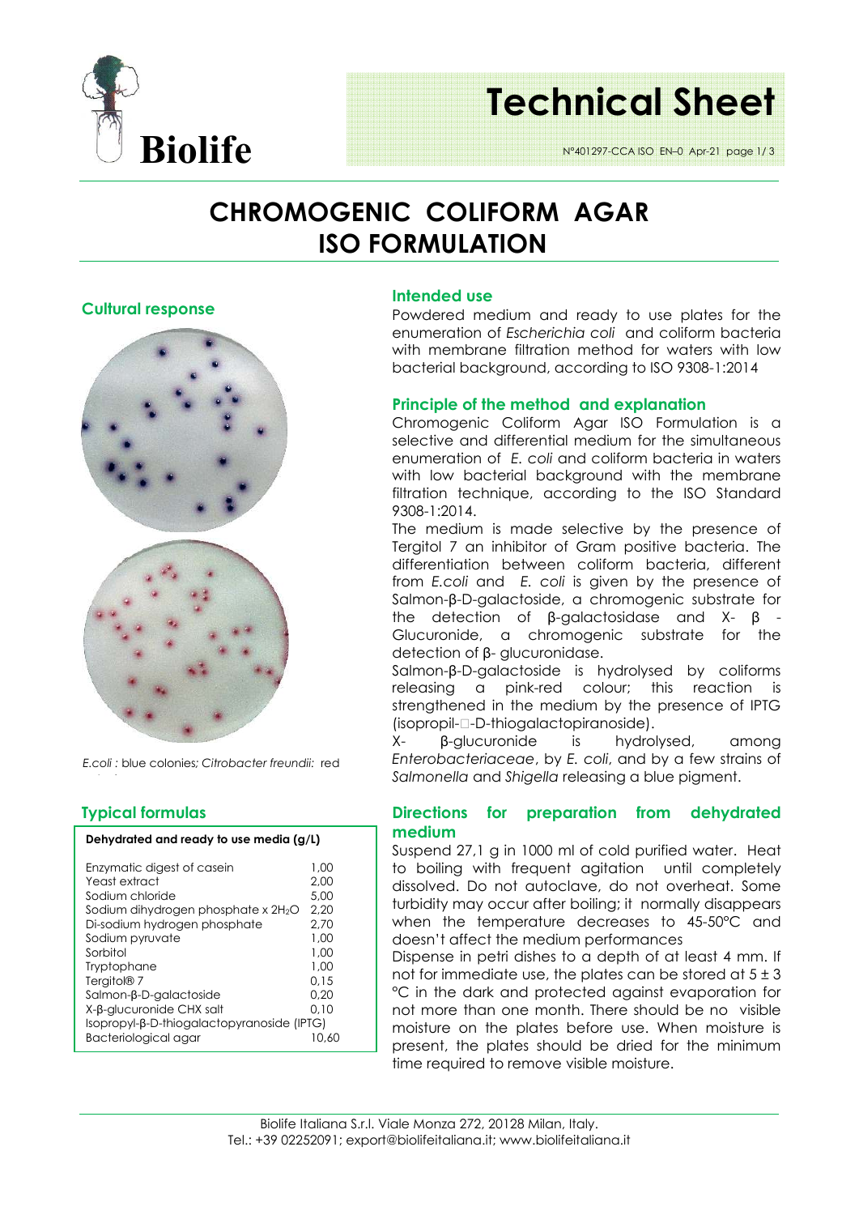# CHROMOGENIC COLIFORM AGAR ISO FORMULATION

## Cultural response

*E.coli* : blue colonies; *Citrobacter freundii*: red

## Typical formulas

| Dehydrated and ready to use media (g/L) | |
|---|---|
| Enzymatic digest of casein | 1,00 |
| Yeast extract | 2,00 |
| Sodium chloride | 5,00 |
| Sodium dihydrogen phosphate x $2H_2O$ | 2,20 |
| Di-sodium hydrogen phosphate | 2,70 |
| Sodium pyruvate | 1,00 |
| Sorbitol | 1,00 |
| Tryptophane | 1,00 |
| Tergitol® 7 | 0,15 |
| Salmon-β-D-galactoside | 0,20 |
| X-β-glucuronide CHX salt | 0,10 |
| Isopropyl-β-D-thiogalactopyranoside (IPTG) | |
| Bacteriological agar | 10,60 |

## Intended use

Powdered medium and ready to use plates for the enumeration of *Escherichia coli* and coliform bacteria with membrane filtration method for waters with low bacterial background, according to ISO 9308-1:2014

## Principle of the method and explanation

Chromogenic Coliform Agar ISO Formulation is a selective and differential medium for the simultaneous enumeration of *E. coli* and coliform bacteria in waters with low bacterial background with the membrane filtration technique, according to the ISO Standard 9308-1:2014.

The medium is made selective by the presence of Tergitol 7 an inhibitor of Gram positive bacteria. The differentiation between coliform bacteria, different from *E.coli* and *E. coli* is given by the presence of Salmon-β-D-galactoside, a chromogenic substrate for the detection of β-galactosidase and X- β - Glucuronide, a chromogenic substrate for the detection of β- glucuronidase.

Salmon-β-D-galactoside is hydrolysed by coliforms releasing a pink-red colour; this reaction is strengthened in the medium by the presence of IPTG (isopropil-□-D-thiogalactopiranoside).

X- β-glucuronide is hydrolysed, among *Enterobacteriaceae*, by *E. coli*, and by a few strains of *Salmonella* and *Shigella* releasing a blue pigment.

## Directions for preparation from dehydrated medium

Suspend 27,1 g in 1000 ml of cold purified water. Heat to boiling with frequent agitation until completely dissolved. Do not autoclave, do not overheat. Some turbidity may occur after boiling; it normally disappears when the temperature decreases to 45-50°C and doesn't affect the medium performances

Dispense in petri dishes to a depth of at least 4 mm. If not for immediate use, the plates can be stored at 5 ± 3 °C in the dark and protected against evaporation for not more than one month. There should be no visible moisture on the plates before use. When moisture is present, the plates should be dried for the minimum time required to remove visible moisture.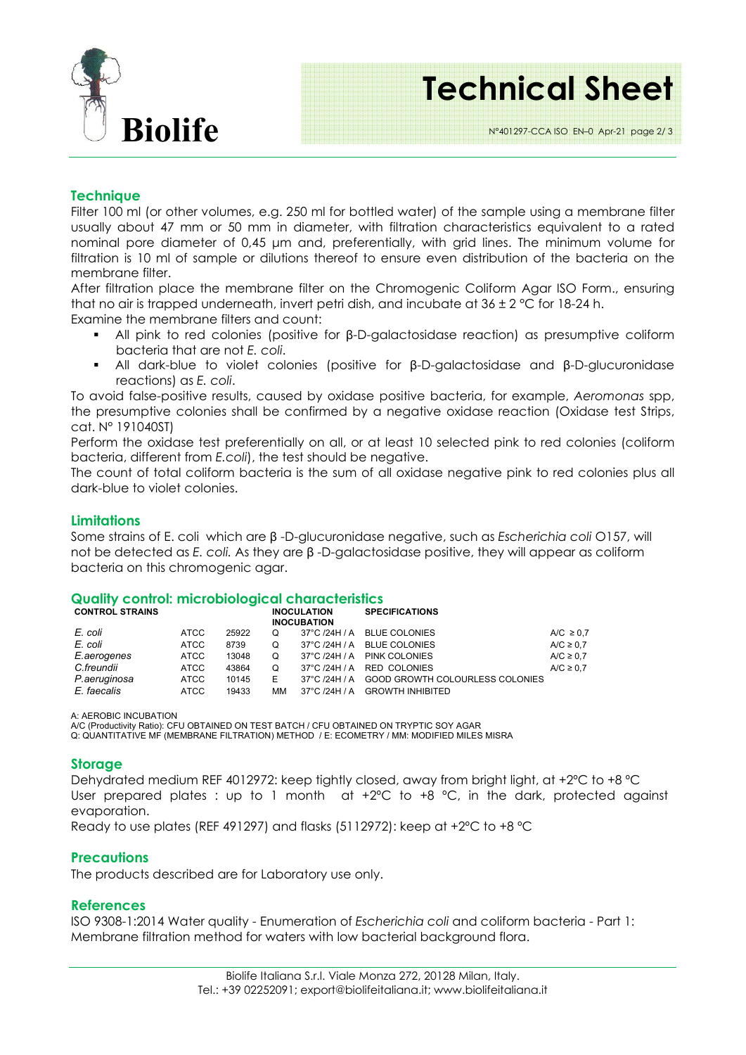## Technique

Filter 100 ml (or other volumes, e.g. 250 ml for bottled water) of the sample using a membrane filter usually about 47 mm or 50 mm in diameter, with filtration characteristics equivalent to a rated nominal pore diameter of 0,45 µm and, preferentially, with grid lines. The minimum volume for filtration is 10 ml of sample or dilutions thereof to ensure even distribution of the bacteria on the membrane filter.

After filtration place the membrane filter on the Chromogenic Coliform Agar ISO Form., ensuring that no air is trapped underneath, invert petri dish, and incubate at 36 ± 2 °C for 18-24 h.

Examine the membrane filters and count:

- All pink to red colonies (positive for β-D-galactosidase reaction) as presumptive coliform bacteria that are not *E. coli*.
- All dark-blue to violet colonies (positive for β-D-galactosidase and β-D-glucuronidase reactions) as *E. coli*.

To avoid false-positive results, caused by oxidase positive bacteria, for example, *Aeromonas* spp, the presumptive colonies shall be confirmed by a negative oxidase reaction (Oxidase test Strips, cat. N° 191040ST)

Perform the oxidase test preferentially on all, or at least 10 selected pink to red colonies (coliform bacteria, different from *E.coli*), the test should be negative.

The count of total coliform bacteria is the sum of all oxidase negative pink to red colonies plus all dark-blue to violet colonies.

## Limitations

Some strains of E. coli which are β -D-glucuronidase negative, such as *Escherichia coli* O157, will not be detected as *E. coli.* As they are β -D-galactosidase positive, they will appear as coliform bacteria on this chromogenic agar.

## Quality control: microbiological characteristics

| CONTROL STRAINS | | | INOCULATION | INCUBATION | SPECIFICATIONS | |
|---|---|---|---|---|---|---|
| *E. coli* | ATCC | 25922 | Q | 37°C /24H / A | BLUE COLONIES | A/C ≥ 0,7 |
| *E. coli* | ATCC | 8739 | Q | 37°C /24H / A | BLUE COLONIES | A/C ≥ 0,7 |
| *E.aerogenes* | ATCC | 13048 | Q | 37°C /24H / A | PINK COLONIES | A/C ≥ 0,7 |
| *C.freundii* | ATCC | 43864 | Q | 37°C /24H / A | RED COLONIES | A/C ≥ 0,7 |
| *P.aeruginosa* | ATCC | 10145 | E | 37°C /24H / A | GOOD GROWTH COLOURLESS COLONIES | |
| *E. faecalis* | ATCC | 19433 | MM | 37°C /24H / A | GROWTH INHIBITED | |

A: AEROBIC INCUBATION
A/C (Productivity Ratio): CFU OBTAINED ON TEST BATCH / CFU OBTAINED ON TRYPTIC SOY AGAR
Q: QUANTITATIVE MF (MEMBRANE FILTRATION) METHOD / E: ECOMETRY / MM: MODIFIED MILES MISRA

## Storage

Dehydrated medium REF 4012972: keep tightly closed, away from bright light, at +2°C to +8 °C
User prepared plates : up to 1 month at +2°C to +8 °C, in the dark, protected against evaporation.
Ready to use plates (REF 491297) and flasks (5112972): keep at +2°C to +8 °C

## Precautions

The products described are for Laboratory use only.

## References

ISO 9308-1:2014 Water quality - Enumeration of *Escherichia coli* and coliform bacteria - Part 1: Membrane filtration method for waters with low bacterial background flora.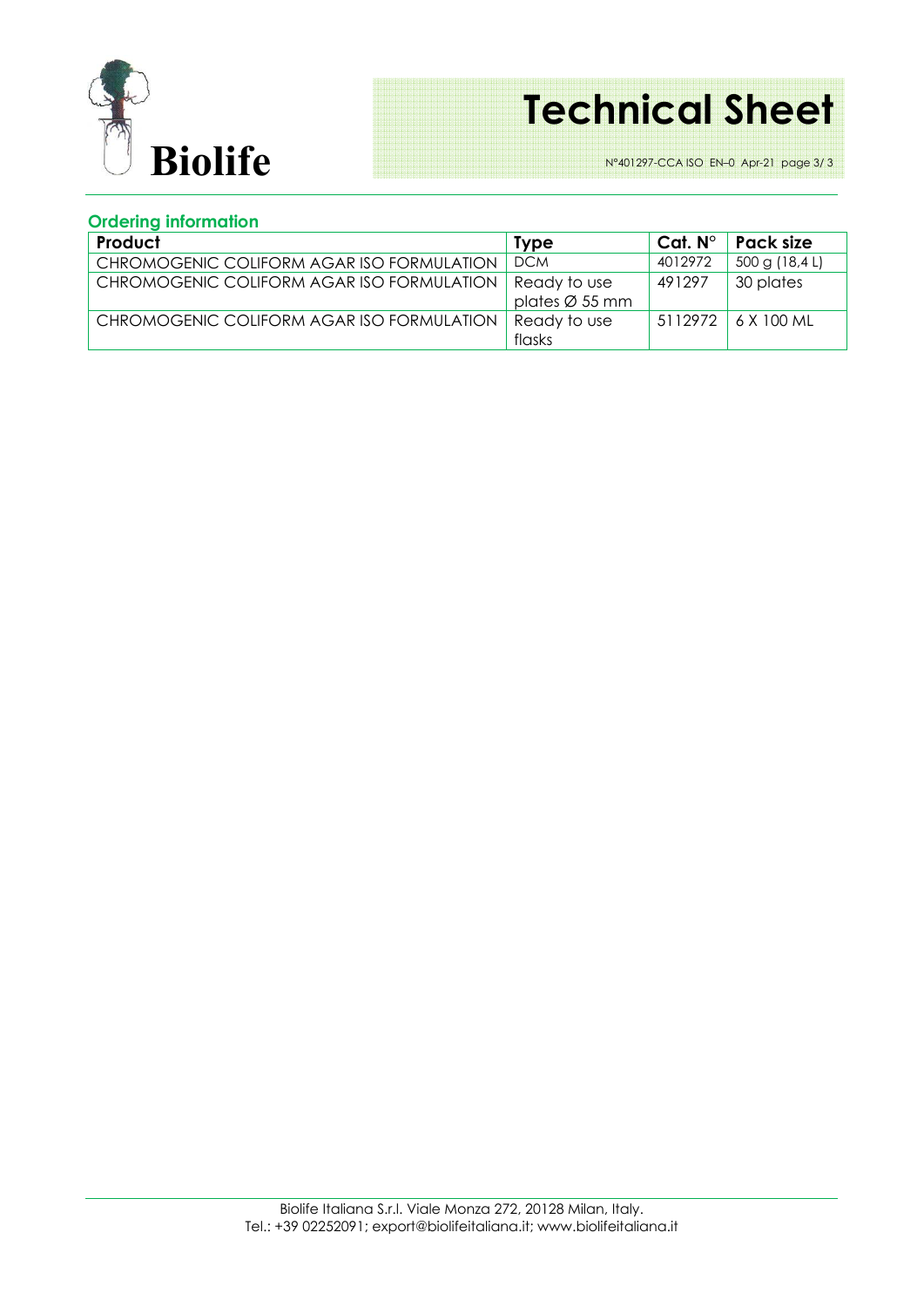## Ordering information

| Product | Type | Cat. N° | Pack size |
|---|---|---|---|
| CHROMOGENIC COLIFORM AGAR ISO FORMULATION | DCM | 4012972 | 500 g (18,4 L) |
| CHROMOGENIC COLIFORM AGAR ISO FORMULATION | Ready to use plates Ø 55 mm | 491297 | 30 plates |
| CHROMOGENIC COLIFORM AGAR ISO FORMULATION | Ready to use flasks | 5112972 | 6 X 100 ML |